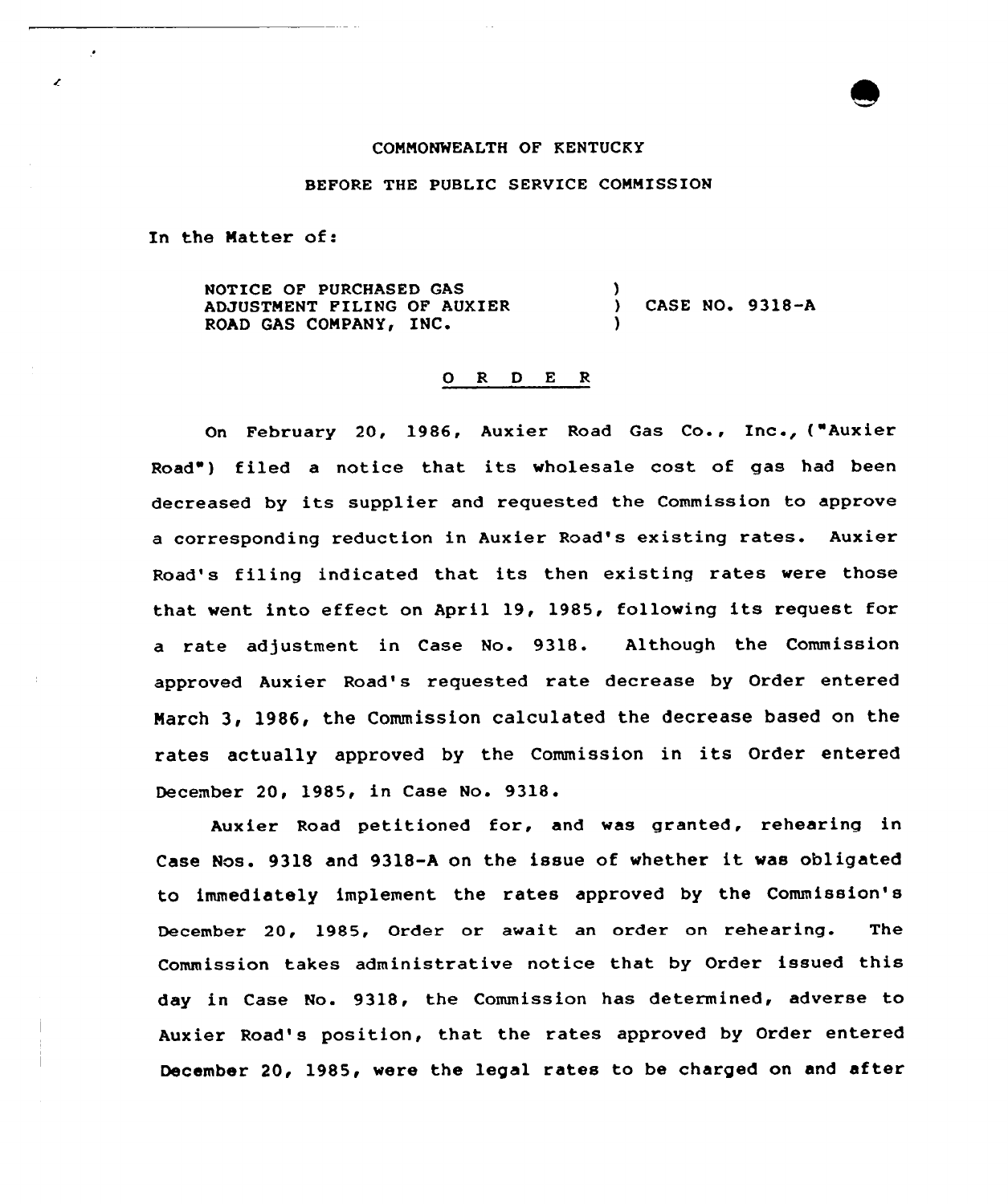COMMONWEALTH OF KENTUCKY

BEFORE THE PUBLIC SERVICE COMMISSION

In the Matter of:

| | | |
|---|---|---|
| NOTICE OF PURCHASED GAS ADJUSTMENT FILING OF AUXIER ROAD GAS COMPANY, INC. | ) ) ) | CASE NO. 9318-A |

O R D E R

On February 20, 1986, Auxier Road Gas Co., Inc., ("Auxier Road") filed a notice that its wholesale cost of gas had been decreased by its supplier and requested the Commission to approve a corresponding reduction in Auxier Road's existing rates. Auxier Road's filing indicated that its then existing rates were those that went into effect on April 19, 1985, following its request for a rate adjustment in Case No. 9318. Although the Commission approved Auxier Road's requested rate decrease by Order entered March 3, 1986, the Commission calculated the decrease based on the rates actually approved by the Commission in its Order entered December 20, 1985, in Case No. 9318.

Auxier Road petitioned for, and was granted, rehearing in Case Nos. 9318 and 9318-A on the issue of whether it was obligated to immediately implement the rates approved by the Commission's December 20, 1985, Order or await an order on rehearing. The Commission takes administrative notice that by Order issued this day in Case No. 9318, the Commission has determined, adverse to Auxier Road's position, that the rates approved by Order entered December 20, 1985, were the legal rates to be charged on and after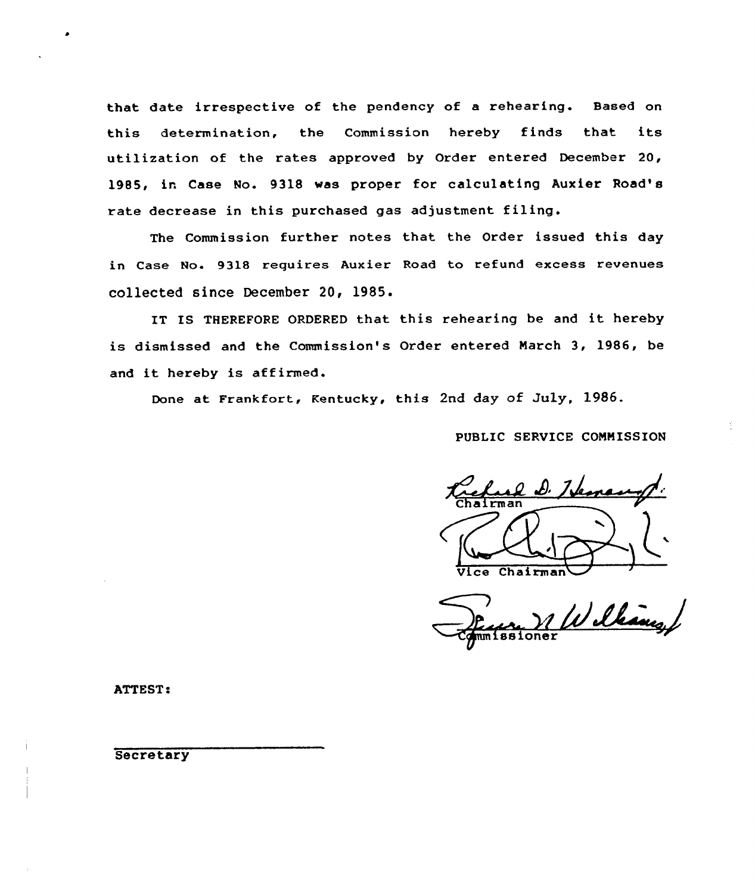that date irrespective of the pendency of a rehearing. Based on this determination, the Commission hereby finds that its utilization of the rates approved by Order entered December 20, 1985, in Case No. 9318 was proper for calculating Auxier Road's rate decrease in this purchased gas adjustment filing.

The Commission further notes that the Order issued this day in Case No. 9318 requires Auxier Road to refund excess revenues collected since December 20, 1985.

IT IS THEREFORE ORDERED that this rehearing be and it hereby is dismissed and the Commission's Order entered March 3, 1986, be and it hereby is affirmed.

Done at Frankfort, Kentucky, this 2nd day of July, 1986.

PUBLIC SERVICE COMMISSION

Chairman

Vice Chairman

Commissioner

ATTEST:

Secretary